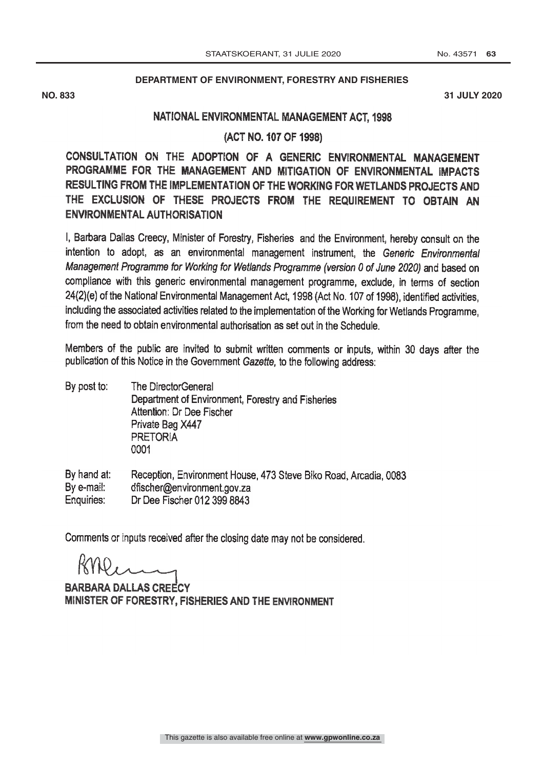**DEPARTMENT OF ENVIRONMENT, FORESTRY AND FISHERIES**

**NO. 833** **31 JULY 2020**

## NATIONAL ENVIRONMENTAL MANAGEMENT ACT, 1998

## (ACT NO. 107 OF 1998)

## CONSULTATION ON THE ADOPTION OF A GENERIC ENVIRONMENTAL MANAGEMENT PROGRAMME FOR THE MANAGEMENT AND MITIGATION OF ENVIRONMENTAL IMPACTS RESULTING FROM THE IMPLEMENTATION OF THE WORKING FOR WETLANDS PROJECTS AND THE EXCLUSION OF THESE PROJECTS FROM THE REQUIREMENT TO OBTAIN AN ENVIRONMENTAL AUTHORISATION

I, Barbara Dallas Creecy, Minister of Forestry, Fisheries and the Environment, hereby consult on the intention to adopt, as an environmental management instrument, the *Generic Environmental Management Programme for Working for Wetlands Programme (version 0 of June 2020)* and based on compliance with this generic environmental management programme, exclude, in terms of section 24(2)(e) of the National Environmental Management Act, 1998 (Act No. 107 of 1998), identified activities, including the associated activities related to the implementation of the Working for Wetlands Programme, from the need to obtain environmental authorisation as set out in the Schedule.

Members of the public are invited to submit written comments or inputs, within 30 days after the publication of this Notice in the Government *Gazette*, to the following address:

By post to: The DirectorGeneral
Department of Environment, Forestry and Fisheries
Attention: Dr Dee Fischer
Private Bag X447
PRETORIA
0001

By hand at: Reception, Environment House, 473 Steve Biko Road, Arcadia, 0083
By e-mail: dfischer@environment.gov.za
Enquiries: Dr Dee Fischer 012 399 8843

Comments or inputs received after the closing date may not be considered.

**BARBARA DALLAS CREECY**
**MINISTER OF FORESTRY, FISHERIES AND THE ENVIRONMENT**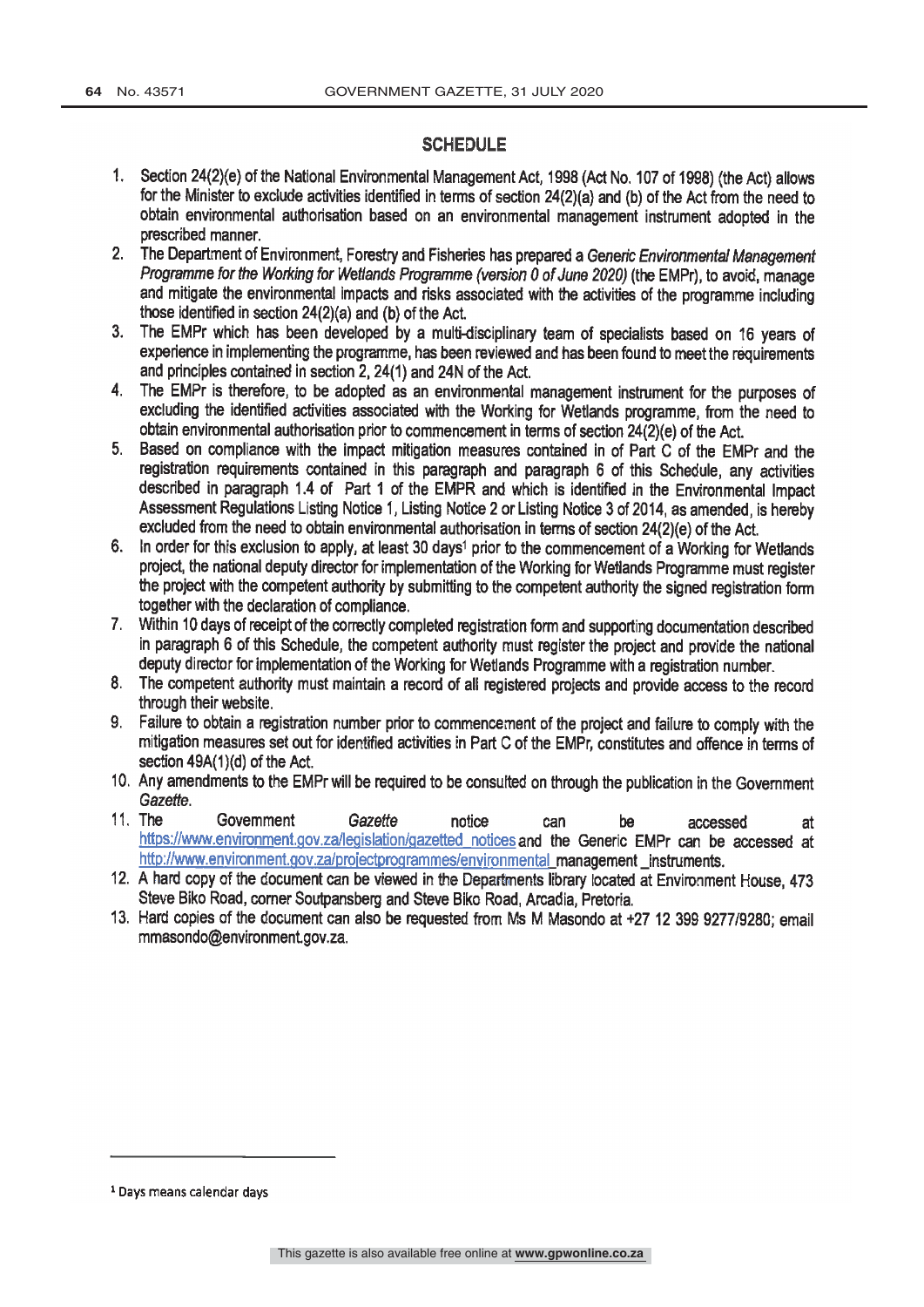## SCHEDULE

1. Section 24(2)(e) of the National Environmental Management Act, 1998 (Act No. 107 of 1998) (the Act) allows for the Minister to exclude activities identified in terms of section 24(2)(a) and (b) of the Act from the need to obtain environmental authorisation based on an environmental management instrument adopted in the prescribed manner.
2. The Department of Environment, Forestry and Fisheries has prepared a *Generic Environmental Management Programme for the Working for Wetlands Programme (version 0 of June 2020)* (the EMPr), to avoid, manage and mitigate the environmental impacts and risks associated with the activities of the programme including those identified in section 24(2)(a) and (b) of the Act.
3. The EMPr which has been developed by a multi-disciplinary team of specialists based on 16 years of experience in implementing the programme, has been reviewed and has been found to meet the requirements and principles contained in section 2, 24(1) and 24N of the Act.
4. The EMPr is therefore, to be adopted as an environmental management instrument for the purposes of excluding the identified activities associated with the Working for Wetlands programme, from the need to obtain environmental authorisation prior to commencement in terms of section 24(2)(e) of the Act.
5. Based on compliance with the impact mitigation measures contained in of Part C of the EMPr and the registration requirements contained in this paragraph and paragraph 6 of this Schedule, any activities described in paragraph 1.4 of Part 1 of the EMPR and which is identified in the Environmental Impact Assessment Regulations Listing Notice 1, Listing Notice 2 or Listing Notice 3 of 2014, as amended, is hereby excluded from the need to obtain environmental authorisation in terms of section 24(2)(e) of the Act.
6. In order for this exclusion to apply, at least 30 days[1] prior to the commencement of a Working for Wetlands project, the national deputy director for implementation of the Working for Wetlands Programme must register the project with the competent authority by submitting to the competent authority the signed registration form together with the declaration of compliance.
7. Within 10 days of receipt of the correctly completed registration form and supporting documentation described in paragraph 6 of this Schedule, the competent authority must register the project and provide the national deputy director for implementation of the Working for Wetlands Programme with a registration number.
8. The competent authority must maintain a record of all registered projects and provide access to the record through their website.
9. Failure to obtain a registration number prior to commencement of the project and failure to comply with the mitigation measures set out for identified activities in Part C of the EMPr, constitutes and offence in terms of section 49A(1)(d) of the Act.
10. Any amendments to the EMPr will be required to be consulted on through the publication in the Government *Gazette*.
11. The Government *Gazette* notice can be accessed at https://www.environment.gov.za/legislation/gazetted_notices and the Generic EMPr can be accessed at http://www.environment.gov.za/projectprogrammes/environmental_management_instruments.
12. A hard copy of the document can be viewed in the Departments library located at Environment House, 473 Steve Biko Road, corner Soutpansberg and Steve Biko Road, Arcadia, Pretoria.
13. Hard copies of the document can also be requested from Ms M Masondo at +27 12 399 9277/9280; email mmasondo@environment.gov.za.

---

[1] Days means calendar days